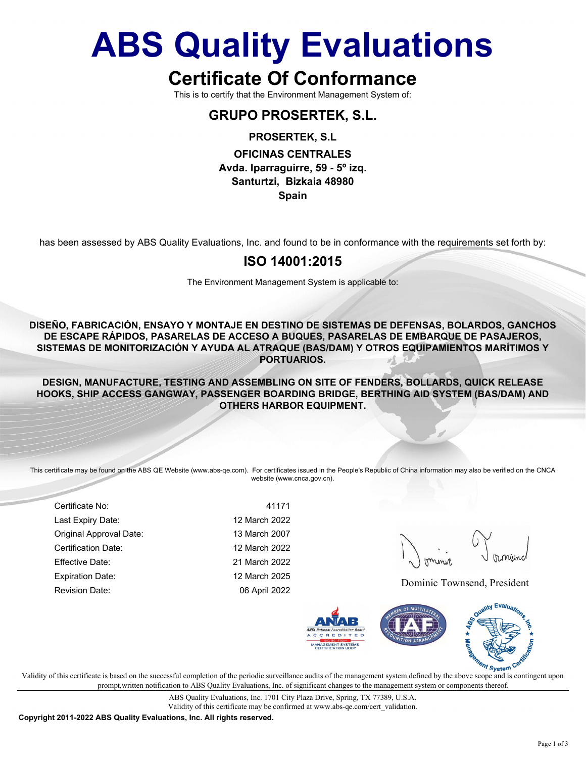# ABS Quality Evaluations

## Certificate Of Conformance

This is to certify that the Environment Management System of:

### GRUPO PROSERTEK, S.L.

**PROSERTEK, S.L**

**OFICINAS CENTRALES**
**Avda. Iparraguirre, 59 - 5º izq.**
**Santurtzi, Bizkaia 48980**
**Spain**

has been assessed by ABS Quality Evaluations, Inc. and found to be in conformance with the requirements set forth by:

## ISO 14001:2015

The Environment Management System is applicable to:

**DISEÑO, FABRICACIÓN, ENSAYO Y MONTAJE EN DESTINO DE SISTEMAS DE DEFENSAS, BOLARDOS, GANCHOS DE ESCAPE RÁPIDOS, PASARELAS DE ACCESO A BUQUES, PASARELAS DE EMBARQUE DE PASAJEROS, SISTEMAS DE MONITORIZACIÓN Y AYUDA AL ATRAQUE (BAS/DAM) Y OTROS EQUIPAMIENTOS MARÍTIMOS Y PORTUARIOS.**

**DESIGN, MANUFACTURE, TESTING AND ASSEMBLING ON SITE OF FENDERS, BOLLARDS, QUICK RELEASE HOOKS, SHIP ACCESS GANGWAY, PASSENGER BOARDING BRIDGE, BERTHING AID SYSTEM (BAS/DAM) AND OTHERS HARBOR EQUIPMENT.**

This certificate may be found on the ABS QE Website (www.abs-qe.com). For certificates issued in the People's Republic of China information may also be verified on the CNCA website (www.cnca.gov.cn).

| | |
|---|---|
| Certificate No: | 41171 |
| Last Expiry Date: | 12 March 2022 |
| Original Approval Date: | 13 March 2007 |
| Certification Date: | 12 March 2022 |
| Effective Date: | 21 March 2022 |
| Expiration Date: | 12 March 2025 |
| Revision Date: | 06 April 2022 |

Dominic Townsend, President

Validity of this certificate is based on the successful completion of the periodic surveillance audits of the management system defined by the above scope and is contingent upon prompt,written notification to ABS Quality Evaluations, Inc. of significant changes to the management system or components thereof.

ABS Quality Evaluations, Inc. 1701 City Plaza Drive, Spring, TX 77389, U.S.A.
Validity of this certificate may be confirmed at www.abs-qe.com/cert_validation.

**Copyright 2011-2022 ABS Quality Evaluations, Inc. All rights reserved.**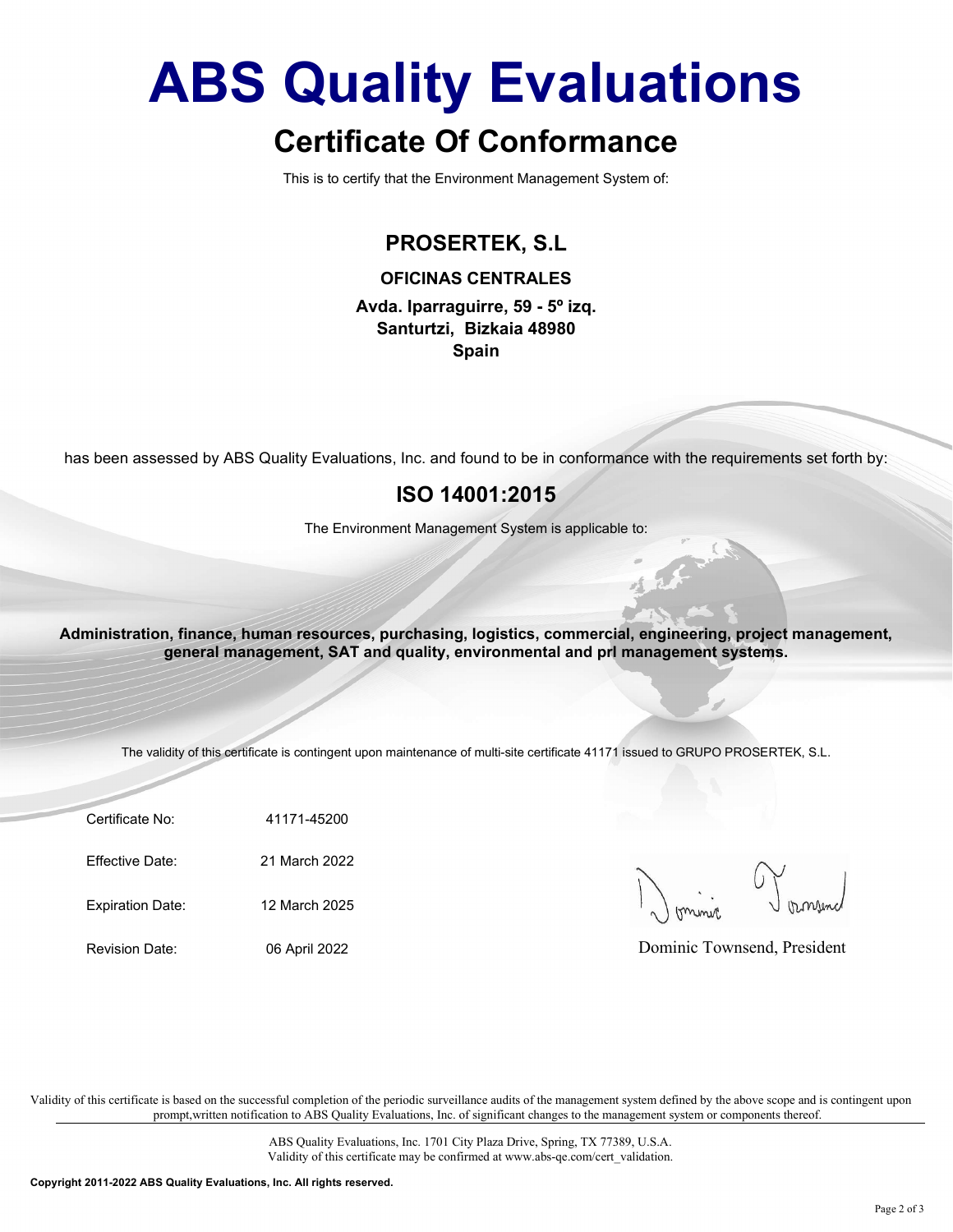# ABS Quality Evaluations

## Certificate Of Conformance

This is to certify that the Environment Management System of:

### PROSERTEK, S.L

**OFICINAS CENTRALES**

**Avda. Iparraguirre, 59 - 5º izq.**
**Santurtzi, Bizkaia 48980**
**Spain**

has been assessed by ABS Quality Evaluations, Inc. and found to be in conformance with the requirements set forth by:

### ISO 14001:2015

The Environment Management System is applicable to:

**Administration, finance, human resources, purchasing, logistics, commercial, engineering, project management, general management, SAT and quality, environmental and prl management systems.**

The validity of this certificate is contingent upon maintenance of multi-site certificate 41171 issued to GRUPO PROSERTEK, S.L.

| | |
|---|---|
| Certificate No: | 41171-45200 |
| Effective Date: | 21 March 2022 |
| Expiration Date: | 12 March 2025 |
| Revision Date: | 06 April 2022 |

Dominic Townsend, President

Validity of this certificate is based on the successful completion of the periodic surveillance audits of the management system defined by the above scope and is contingent upon prompt,written notification to ABS Quality Evaluations, Inc. of significant changes to the management system or components thereof.

ABS Quality Evaluations, Inc. 1701 City Plaza Drive, Spring, TX 77389, U.S.A.
Validity of this certificate may be confirmed at www.abs-qe.com/cert_validation.

**Copyright 2011-2022 ABS Quality Evaluations, Inc. All rights reserved.**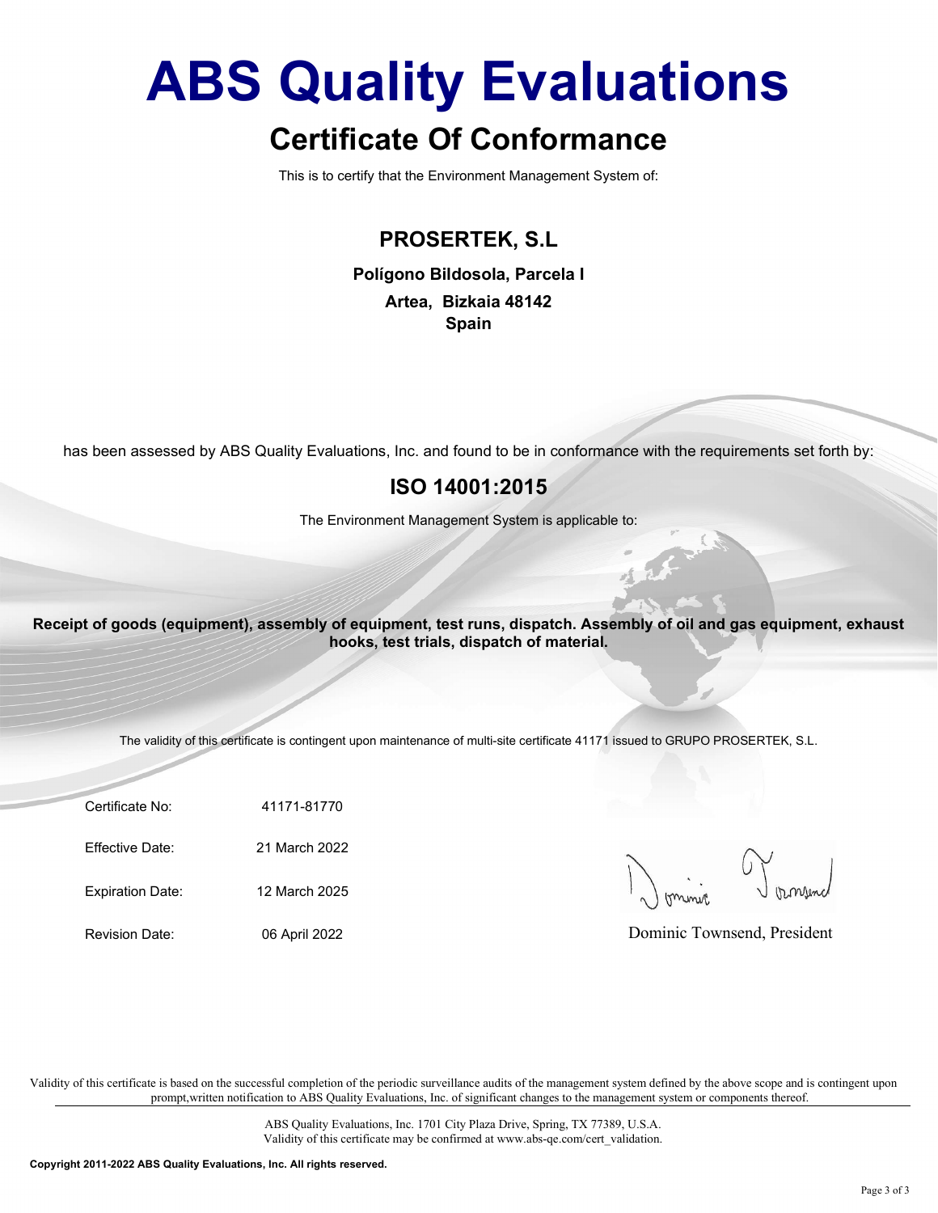# ABS Quality Evaluations

## Certificate Of Conformance

This is to certify that the Environment Management System of:

### PROSERTEK, S.L

**Polígono Bildosola, Parcela I**

**Artea, Bizkaia 48142**

**Spain**

has been assessed by ABS Quality Evaluations, Inc. and found to be in conformance with the requirements set forth by:

### ISO 14001:2015

The Environment Management System is applicable to:

**Receipt of goods (equipment), assembly of equipment, test runs, dispatch. Assembly of oil and gas equipment, exhaust hooks, test trials, dispatch of material.**

The validity of this certificate is contingent upon maintenance of multi-site certificate 41171 issued to GRUPO PROSERTEK, S.L.

| | |
|---|---|
| Certificate No: | 41171-81770 |
| Effective Date: | 21 March 2022 |
| Expiration Date: | 12 March 2025 |
| Revision Date: | 06 April 2022 |

Dominic Townsend, President

Validity of this certificate is based on the successful completion of the periodic surveillance audits of the management system defined by the above scope and is contingent upon prompt,written notification to ABS Quality Evaluations, Inc. of significant changes to the management system or components thereof.

ABS Quality Evaluations, Inc. 1701 City Plaza Drive, Spring, TX 77389, U.S.A.
Validity of this certificate may be confirmed at www.abs-qe.com/cert_validation.

**Copyright 2011-2022 ABS Quality Evaluations, Inc. All rights reserved.**